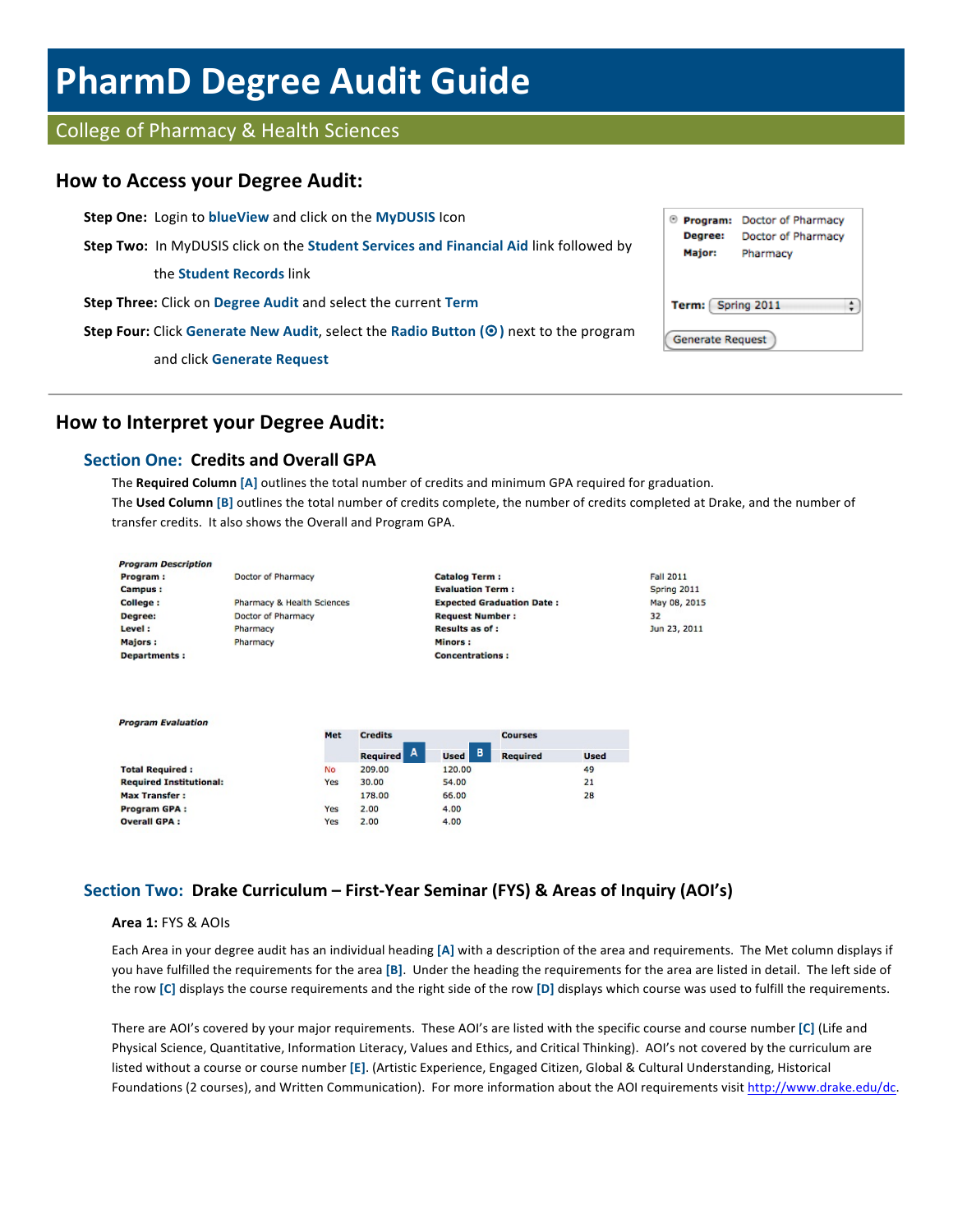# PharmD Degree Audit Guide

## College of Pharmacy & Health Sciences

## How to Access your Degree Audit:

**Step One:** Login to **blueView** and click on the **MyDUSIS** Icon

**Step Two:** In MyDUSIS click on the **Student Services and Financial Aid** link followed by the **Student Records** link

**Step Three:** Click on **Degree Audit** and select the current **Term**

**Step Four:** Click **Generate New Audit**, select the **Radio Button (⦿)** next to the program and click **Generate Request**

| | |
|---|---|
| ⦿ **Program:** | Doctor of Pharmacy |
| **Degree:** | Doctor of Pharmacy |
| **Major:** | Pharmacy |
| **Term:** | Spring 2011 |

Generate Request

## How to Interpret your Degree Audit:

### Section One: Credits and Overall GPA

The **Required Column [A]** outlines the total number of credits and minimum GPA required for graduation.
The **Used Column [B]** outlines the total number of credits complete, the number of credits completed at Drake, and the number of transfer credits. It also shows the Overall and Program GPA.

*Program Description*

| | | | |
|---|---|---|---|
| **Program :** | Doctor of Pharmacy | **Catalog Term :** | Fall 2011 |
| **Campus :** | | **Evaluation Term :** | Spring 2011 |
| **College :** | Pharmacy & Health Sciences | **Expected Graduation Date :** | May 08, 2015 |
| **Degree:** | Doctor of Pharmacy | **Request Number :** | 32 |
| **Level :** | Pharmacy | **Results as of :** | Jun 23, 2011 |
| **Majors :** | Pharmacy | **Minors :** | |
| **Departments :** | | **Concentrations :** | |

*Program Evaluation*

| | Met | Credits | | Courses | |
|---|---|---|---|---|---|
| | | Required [A] | Used [B] | Required | Used |
| **Total Required :** | No | 209.00 | 120.00 | | 49 |
| **Required Institutional:** | Yes | 30.00 | 54.00 | | 21 |
| **Max Transfer :** | | 178.00 | 66.00 | | 28 |
| **Program GPA :** | Yes | 2.00 | 4.00 | | |
| **Overall GPA :** | Yes | 2.00 | 4.00 | | |

### Section Two: Drake Curriculum – First-Year Seminar (FYS) & Areas of Inquiry (AOI's)

**Area 1:** FYS & AOIs

Each Area in your degree audit has an individual heading **[A]** with a description of the area and requirements. The Met column displays if you have fulfilled the requirements for the area **[B]**. Under the heading the requirements for the area are listed in detail. The left side of the row **[C]** displays the course requirements and the right side of the row **[D]** displays which course was used to fulfill the requirements.

There are AOI's covered by your major requirements. These AOI's are listed with the specific course and course number **[C]** (Life and Physical Science, Quantitative, Information Literacy, Values and Ethics, and Critical Thinking). AOI's not covered by the curriculum are listed without a course or course number **[E]**. (Artistic Experience, Engaged Citizen, Global & Cultural Understanding, Historical Foundations (2 courses), and Written Communication). For more information about the AOI requirements visit http://www.drake.edu/dc.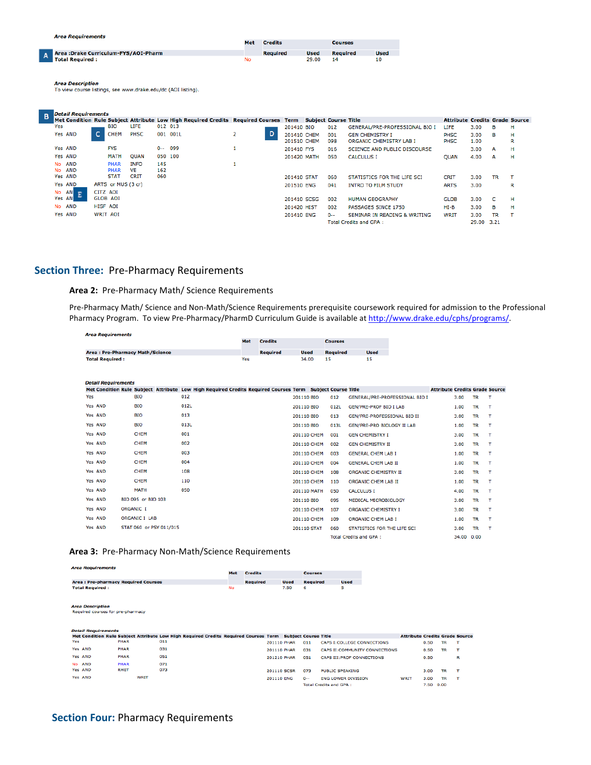*Area Requirements*

| | Met | Credits | | Courses | |
|---|---|---|---|---|---|
| **A** Area :Drake Curriculum-FYS/AOI-Pharm | | Required | Used | Required | Used |
| Total Required : | No | | 29.00 | 14 | 10 |

*Area Description*
To view course listings, see www.drake.edu/dc (AOI listing).

**B** *Detail Requirements*

| Met | Condition | Rule | Subject | Attribute | Low | High | Required Credits | Required Courses | Term | Subject | Course | Title | Attribute | Credits | Grade | Source |
|---|---|---|---|---|---|---|---|---|---|---|---|---|---|---|---|---|
| Yes | | | BIO | LIFE | 012 | 013 | | | 201410 | BIO | 012 | GENERAL/PRE-PROFESSIONAL BIO I | LIFE | 3.00 | B | H |
| Yes | AND | **C** | CHEM | PHSC | 001 | 001L | 2 | **D** | 201410 | CHEM | 001 | GEN CHEMISTRY I | PHSC | 3.00 | B | H |
| | | | | | | | | | 201510 | CHEM | 098 | ORGANIC CHEMISTRY LAB I | PHSC | 1.00 | | R |
| Yes | AND | | FYS | | 0-- | 099 | 1 | | 201410 | FYS | 016 | SCIENCE AND PUBLIC DISCOURSE | | 3.00 | A | H |
| Yes | AND | | MATH | QUAN | 050 | 100 | | | 201420 | MATH | 050 | CALCULUS I | QUAN | 4.00 | A | H |
| No | AND | | PHAR | INFO | 145 | | 1 | | | | | | | | | |
| No | AND | | PHAR | VE | 162 | | | | | | | | | | | |
| Yes | AND | | STAT | CRIT | 060 | | | | 201410 | STAT | 060 | STATISTICS FOR THE LIFE SCI | CRIT | 3.00 | TR | T |
| Yes | AND | ARTS or MUS (3 cr) | | | | | | | 201510 | ENG | 041 | INTRO TO FILM STUDY | ARTS | 3.00 | | R |
| No | AND **E** | CITZ AOI | | | | | | | | | | | | | | |
| Yes | AND | GLOB AOI | | | | | | | 201410 | SCSG | 002 | HUMAN GEOGRAPHY | GLOB | 3.00 | C | H |
| No | AND | HISF AOI | | | | | | | 201420 | HIST | 002 | PASSAGES SINCE 1750 | HI-B | 3.00 | B | H |
| Yes | AND | WRIT AOI | | | | | | | 201410 | ENG | 0-- | SEMINAR IN READING & WRITING | WRIT | 3.00 | TR | T |
| | | | | | | | | | | | | Total Credits and GPA : | | 29.00 | 3.21 | |

## Section Three: Pre-Pharmacy Requirements

### Area 2: Pre-Pharmacy Math/ Science Requirements

Pre-Pharmacy Math/ Science and Non-Math/Science Requirements prerequisite coursework required for admission to the Professional Pharmacy Program. To view Pre-Pharmacy/PharmD Curriculum Guide is available at http://www.drake.edu/cphs/programs/.

*Area Requirements*

| | Met | Credits | | Courses | |
|---|---|---|---|---|---|
| Area : Pre-Pharmacy Math/Science | | Required | Used | Required | Used |
| Total Required : | Yes | | 34.00 | 15 | 15 |

*Detail Requirements*

| Met | Condition | Rule | Subject | Attribute | Low | High | Required Credits | Required Courses | Term | Subject | Course | Title | Attribute | Credits | Grade | Source |
|---|---|---|---|---|---|---|---|---|---|---|---|---|---|---|---|---|
| Yes | | | BIO | | 012 | | | | 201110 | BIO | 012 | GENERAL/PRE-PROFESSIONAL BIO I | | 3.00 | TR | T |
| Yes | AND | | BIO | | 012L | | | | 201110 | BIO | 012L | GEN/PRE-PROF BIO I LAB | | 1.00 | TR | T |
| Yes | AND | | BIO | | 013 | | | | 201110 | BIO | 013 | GEN/PRE-PROFESSIONAL BIO II | | 3.00 | TR | T |
| Yes | AND | | BIO | | 013L | | | | 201110 | BIO | 013L | GEN/PRE-PRO BIOLOGY II LAB | | 1.00 | TR | T |
| Yes | AND | | CHEM | | 001 | | | | 201110 | CHEM | 001 | GEN CHEMISTRY I | | 3.00 | TR | T |
| Yes | AND | | CHEM | | 002 | | | | 201110 | CHEM | 002 | GEN CHEMISTRY II | | 3.00 | TR | T |
| Yes | AND | | CHEM | | 003 | | | | 201110 | CHEM | 003 | GENERAL CHEM LAB I | | 1.00 | TR | T |
| Yes | AND | | CHEM | | 004 | | | | 201110 | CHEM | 004 | GENERAL CHEM LAB II | | 1.00 | TR | T |
| Yes | AND | | CHEM | | 108 | | | | 201110 | CHEM | 108 | ORGANIC CHEMISTRY II | | 3.00 | TR | T |
| Yes | AND | | CHEM | | 110 | | | | 201110 | CHEM | 110 | ORGANIC CHEM LAB II | | 1.00 | TR | T |
| Yes | AND | | MATH | | 050 | | | | 201110 | MATH | 050 | CALCULUS I | | 4.00 | TR | T |
| Yes | AND | BIO 095 or BIO 103 | | | | | | | 201110 | BIO | 095 | MEDICAL MICROBIOLOGY | | 3.00 | TR | T |
| Yes | AND | ORGANIC I | | | | | | | 201110 | CHEM | 107 | ORGANIC CHEMISTRY I | | 3.00 | TR | T |
| Yes | AND | ORGANIC I LAB | | | | | | | 201110 | CHEM | 109 | ORGANIC CHEM LAB I | | 1.00 | TR | T |
| Yes | AND | STAT 060 or PSY 011/015 | | | | | | | 201110 | STAT | 060 | STATISTICS FOR THE LIFE SCI | | 3.00 | TR | T |
| | | | | | | | | | | | | Total Credits and GPA : | | 34.00 | 0.00 | |

### Area 3: Pre-Pharmacy Non-Math/Science Requirements

*Area Requirements*

| | Met | Credits | | Courses | |
|---|---|---|---|---|---|
| Area : Pre-pharmacy Required Courses | | Required | Used | Required | Used |
| Total Required : | No | | 7.50 | 6 | 5 |

*Area Description*
Required courses for pre-pharmacy

*Detail Requirements*

| Met | Condition | Rule | Subject | Attribute | Low | High | Required Credits | Required Courses | Term | Subject | Course | Title | Attribute | Credits | Grade | Source |
|---|---|---|---|---|---|---|---|---|---|---|---|---|---|---|---|---|
| Yes | | | PHAR | | 011 | | | | 201110 | PHAR | 011 | CAPS I:COLLEGE CONNECTIONS | | 0.50 | TR | T |
| Yes | AND | | PHAR | | 031 | | | | 201110 | PHAR | 031 | CAPS II:COMMUNITY CONNECTIONS | | 0.50 | TR | T |
| Yes | AND | | PHAR | | 051 | | | | 201210 | PHAR | 051 | CAPS III:PROF CONNECTIONS | | 0.50 | | R |
| No | AND | | PHAR | | 071 | | | | | | | | | | | |
| Yes | AND | | RHET | | 073 | | | | 201110 | SCSR | 073 | PUBLIC SPEAKING | | 3.00 | TR | T |
| Yes | AND | | | WRIT | | | | | 201110 | ENG | 0-- | ENG LOWER DIVISION | WRIT | 3.00 | TR | T |
| | | | | | | | | | | | | Total Credits and GPA : | | 7.50 | 0.00 | |

## Section Four: Pharmacy Requirements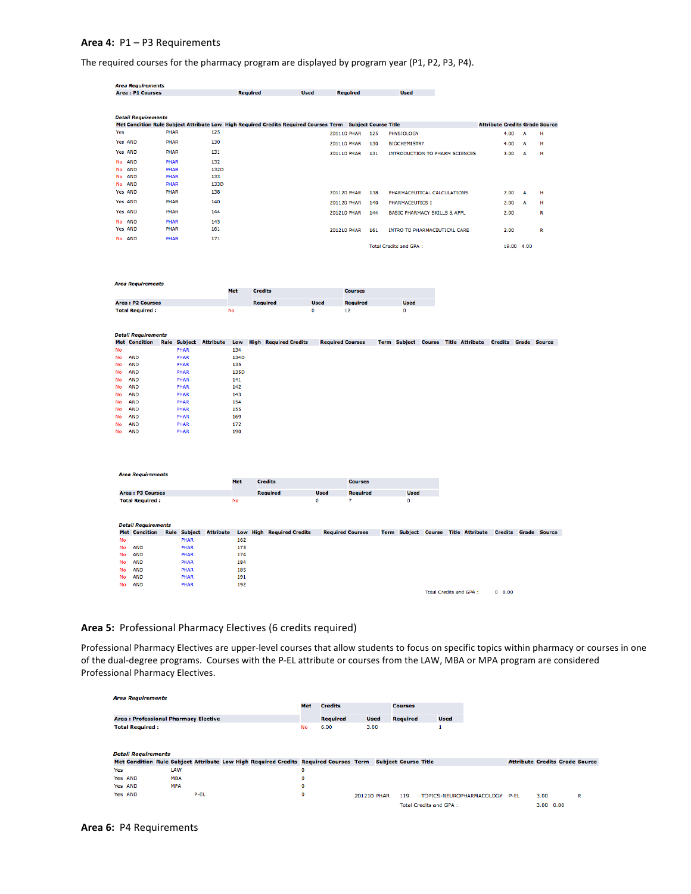## Area 4: P1 – P3 Requirements

The required courses for the pharmacy program are displayed by program year (P1, P2, P3, P4).

*Area Requirements*

| Area : P1 Courses | Required | Used | Required | Used |
|---|---|---|---|---|

*Detail Requirements*

| Met | Condition | Rule | Subject | Attribute | Low | High | Required Credits | Required Courses | Term | Subject | Course | Title | Attribute | Credits | Grade | Source |
|---|---|---|---|---|---|---|---|---|---|---|---|---|---|---|---|---|
| Yes | | | PHAR | | 125 | | | | 201110 | PHAR | 125 | PHYSIOLOGY | | 4.00 | A | H |
| Yes | AND | | PHAR | | 130 | | | | 201110 | PHAR | 130 | BIOCHEMISTRY | | 4.00 | A | H |
| Yes | AND | | PHAR | | 131 | | | | 201110 | PHAR | 131 | INTRODUCTION TO PHARM SCIENCES | | 3.00 | A | H |
| No | AND | | PHAR | | 132 | | | | | | | | | | | |
| No | AND | | PHAR | | 132D | | | | | | | | | | | |
| No | AND | | PHAR | | 133 | | | | | | | | | | | |
| No | AND | | PHAR | | 133D | | | | | | | | | | | |
| Yes | AND | | PHAR | | 138 | | | | 201120 | PHAR | 138 | PHARMACEUTICAL CALCULATIONS | | 2.00 | A | H |
| Yes | AND | | PHAR | | 140 | | | | 201120 | PHAR | 140 | PHARMACEUTICS I | | 2.00 | A | H |
| Yes | AND | | PHAR | | 144 | | | | 201210 | PHAR | 144 | BASIC PHARMACY SKILLS & APPL | | 2.00 | | R |
| No | AND | | PHAR | | 145 | | | | | | | | | | | |
| Yes | AND | | PHAR | | 161 | | | | 201210 | PHAR | 161 | INTRO TO PHARMACEUTICAL CARE | | 2.00 | | R |
| No | AND | | PHAR | | 171 | | | | | | | | | | | |
| | | | | | | | | | | | | Total Credits and GPA : | | 19.00 | 4.00 | |

*Area Requirements*

| | Met | Credits | | Courses | |
|---|---|---|---|---|---|
| Area : P2 Courses | | Required | Used | Required | Used |
| Total Required : | No | | 0 | 12 | 0 |

*Detail Requirements*

| Met | Condition | Rule | Subject | Attribute | Low | High | Required Credits | Required Courses | Term | Subject | Course | Title | Attribute | Credits | Grade | Source |
|---|---|---|---|---|---|---|---|---|---|---|---|---|---|---|---|---|
| No | | | PHAR | | 134 | | | | | | | | | | | |
| No | AND | | PHAR | | 134D | | | | | | | | | | | |
| No | AND | | PHAR | | 135 | | | | | | | | | | | |
| No | AND | | PHAR | | 135D | | | | | | | | | | | |
| No | AND | | PHAR | | 141 | | | | | | | | | | | |
| No | AND | | PHAR | | 142 | | | | | | | | | | | |
| No | AND | | PHAR | | 143 | | | | | | | | | | | |
| No | AND | | PHAR | | 154 | | | | | | | | | | | |
| No | AND | | PHAR | | 155 | | | | | | | | | | | |
| No | AND | | PHAR | | 169 | | | | | | | | | | | |
| No | AND | | PHAR | | 172 | | | | | | | | | | | |
| No | AND | | PHAR | | 190 | | | | | | | | | | | |

*Area Requirements*

| | Met | Credits | | Courses | |
|---|---|---|---|---|---|
| Area : P3 Courses | | Required | Used | Required | Used |
| Total Required : | No | | 0 | 7 | 0 |

*Detail Requirements*

| Met | Condition | Rule | Subject | Attribute | Low | High | Required Credits | Required Courses | Term | Subject | Course | Title | Attribute | Credits | Grade | Source |
|---|---|---|---|---|---|---|---|---|---|---|---|---|---|---|---|---|
| No | | | PHAR | | 162 | | | | | | | | | | | |
| No | AND | | PHAR | | 173 | | | | | | | | | | | |
| No | AND | | PHAR | | 174 | | | | | | | | | | | |
| No | AND | | PHAR | | 184 | | | | | | | | | | | |
| No | AND | | PHAR | | 185 | | | | | | | | | | | |
| No | AND | | PHAR | | 191 | | | | | | | | | | | |
| No | AND | | PHAR | | 192 | | | | | | | | | | | |
| | | | | | | | | | | | | Total Credits and GPA : | | 0 | 0.00 | |

## Area 5: Professional Pharmacy Electives (6 credits required)

Professional Pharmacy Electives are upper-level courses that allow students to focus on specific topics within pharmacy or courses in one of the dual-degree programs. Courses with the P-EL attribute or courses from the LAW, MBA or MPA program are considered Professional Pharmacy Electives.

*Area Requirements*

| | Met | Credits | | Courses | |
|---|---|---|---|---|---|
| Area : Professional Pharmacy Elective | | Required | Used | Required | Used |
| Total Required : | No | 6.00 | 3.00 | | 1 |

*Detail Requirements*

| Met | Condition | Rule | Subject | Attribute | Low | High | Required Credits | Required Courses | Term | Subject | Course | Title | Attribute | Credits | Grade | Source |
|---|---|---|---|---|---|---|---|---|---|---|---|---|---|---|---|---|
| Yes | | | LAW | | | | | 0 | | | | | | | | |
| Yes | AND | | MBA | | | | | 0 | | | | | | | | |
| Yes | AND | | MPA | | | | | 0 | | | | | | | | |
| Yes | AND | | | P-EL | | | | 0 | 201210 | PHAR | 119 | TOPICS-NEUROPHARMACOLOGY | P-EL | 3.00 | | R |
| | | | | | | | | | | | | Total Credits and GPA : | | 3.00 | 0.00 | |

## Area 6: P4 Requirements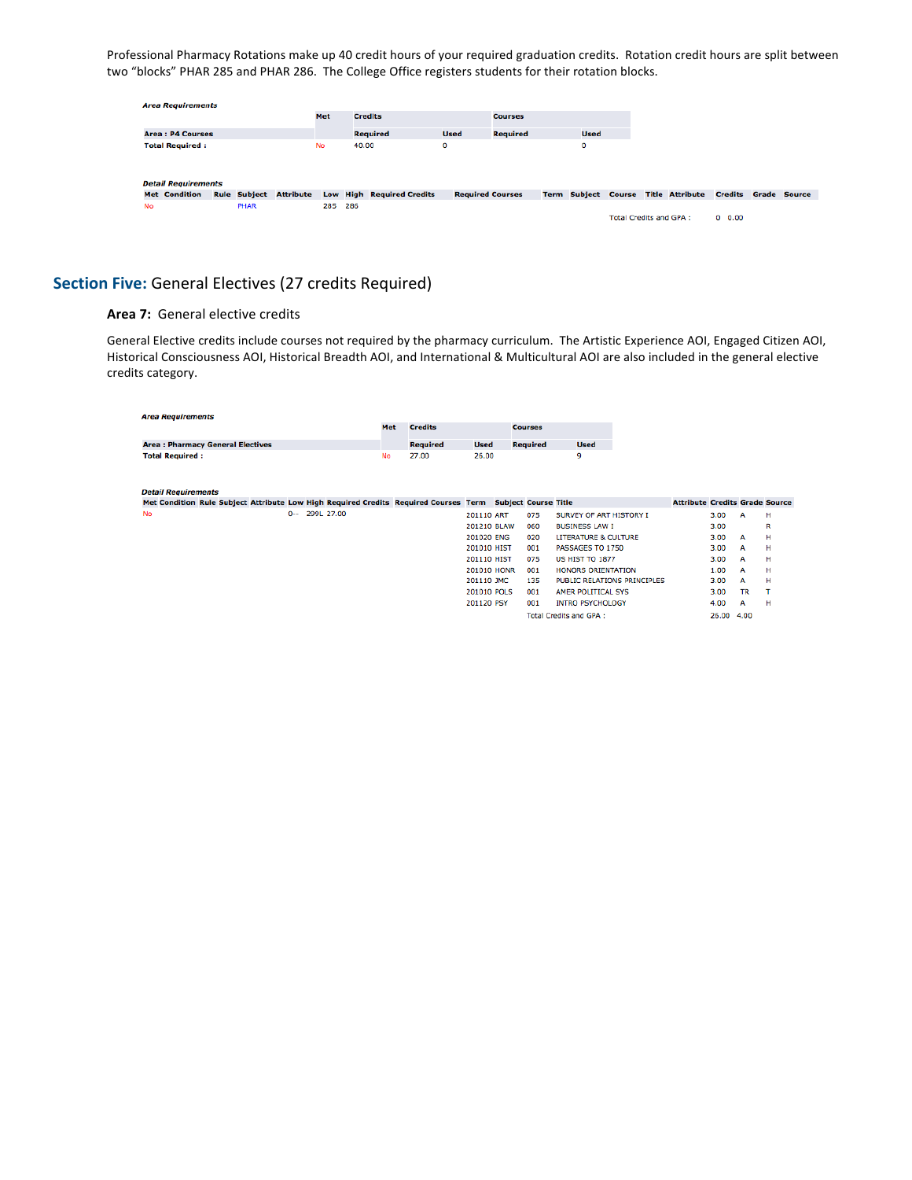Professional Pharmacy Rotations make up 40 credit hours of your required graduation credits. Rotation credit hours are split between two "blocks" PHAR 285 and PHAR 286. The College Office registers students for their rotation blocks.

***Area Requirements***

| | Met | Credits | | Courses | |
|---|---|---|---|---|---|
| **Area : P4 Courses** | | Required | Used | Required | Used |
| **Total Required :** | No | 40.00 | 0 | | 0 |

***Detail Requirements***

| Met | Condition | Rule | Subject | Attribute | Low | High | Required Credits | Required Courses | Term | Subject | Course | Title | Attribute | Credits | Grade | Source |
|---|---|---|---|---|---|---|---|---|---|---|---|---|---|---|---|---|
| No | | | PHAR | | 285 | 286 | | | | | | | | | | |
| | | | | | | | | | | | Total Credits and GPA : | | | 0 | 0.00 | |

## Section Five: General Electives (27 credits Required)

### Area 7: General elective credits

General Elective credits include courses not required by the pharmacy curriculum. The Artistic Experience AOI, Engaged Citizen AOI, Historical Consciousness AOI, Historical Breadth AOI, and International & Multicultural AOI are also included in the general elective credits category.

***Area Requirements***

| | Met | Credits | | Courses | |
|---|---|---|---|---|---|
| **Area : Pharmacy General Electives** | | Required | Used | Required | Used |
| **Total Required :** | No | 27.00 | 26.00 | | 9 |

***Detail Requirements***

| Met | Condition | Rule | Subject | Attribute | Low | High | Required Credits | Required Courses | Term | Subject | Course | Title | Attribute | Credits | Grade | Source |
|---|---|---|---|---|---|---|---|---|---|---|---|---|---|---|---|---|
| No | | | | | 0-- | 299L | 27.00 | | 201110 | ART | 075 | SURVEY OF ART HISTORY I | | 3.00 | A | H |
| | | | | | | | | | 201210 | BLAW | 060 | BUSINESS LAW I | | 3.00 | | R |
| | | | | | | | | | 201020 | ENG | 020 | LITERATURE & CULTURE | | 3.00 | A | H |
| | | | | | | | | | 201010 | HIST | 001 | PASSAGES TO 1750 | | 3.00 | A | H |
| | | | | | | | | | 201110 | HIST | 075 | US HIST TO 1877 | | 3.00 | A | H |
| | | | | | | | | | 201010 | HONR | 001 | HONORS ORIENTATION | | 1.00 | A | H |
| | | | | | | | | | 201110 | JMC | 135 | PUBLIC RELATIONS PRINCIPLES | | 3.00 | A | H |
| | | | | | | | | | 201010 | POLS | 001 | AMER POLITICAL SYS | | 3.00 | TR | T |
| | | | | | | | | | 201120 | PSY | 001 | INTRO PSYCHOLOGY | | 4.00 | A | H |
| | | | | | | | | | | | Total Credits and GPA : | | | 26.00 | 4.00 | |